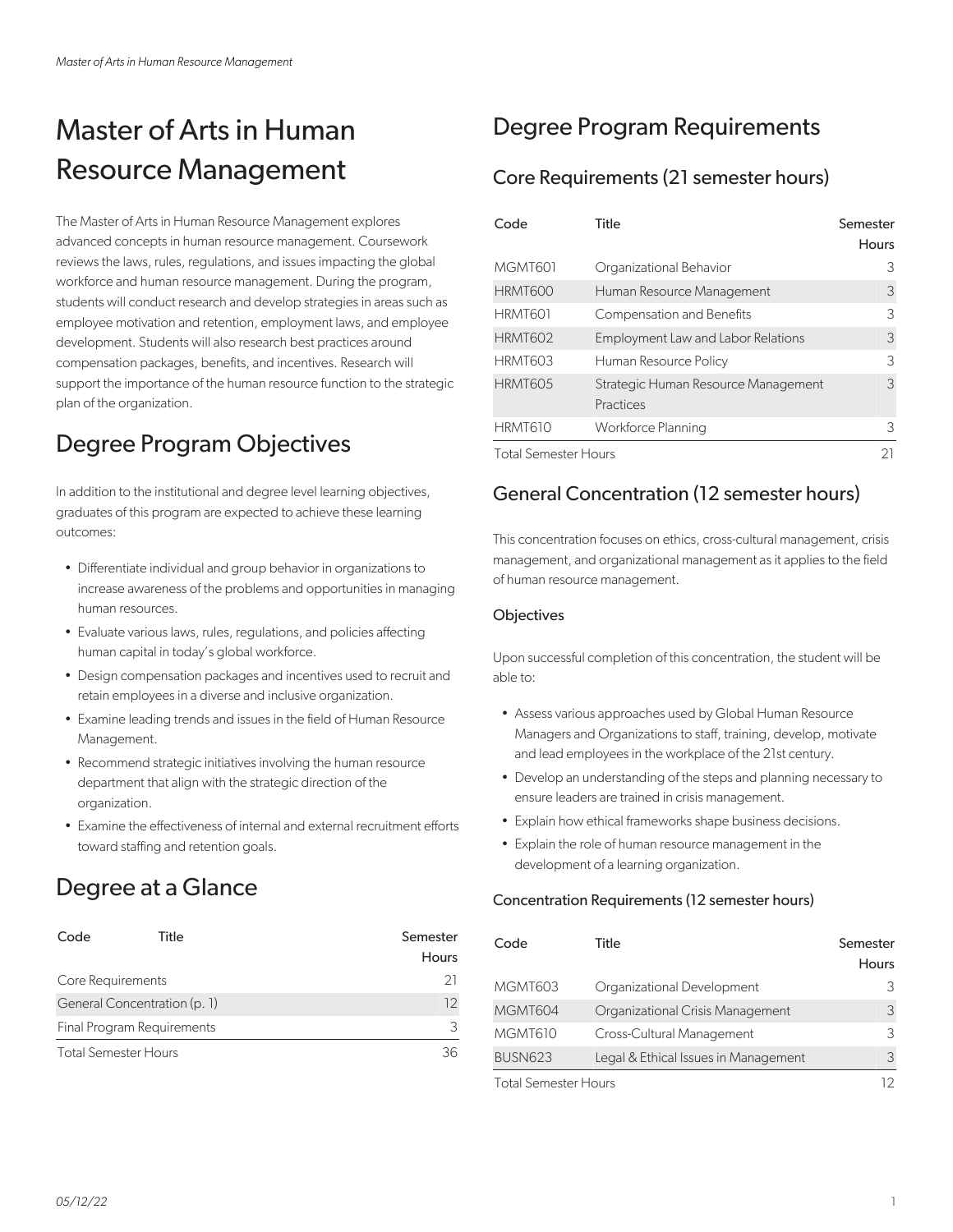# Master of Arts in Human Resource Management

The Master of Arts in Human Resource Management explores advanced concepts in human resource management. Coursework reviews the laws, rules, regulations, and issues impacting the global workforce and human resource management. During the program, students will conduct research and develop strategies in areas such as employee motivation and retention, employment laws, and employee development. Students will also research best practices around compensation packages, benefits, and incentives. Research will support the importance of the human resource function to the strategic plan of the organization.

## Degree Program Objectives

In addition to the institutional and degree level learning objectives, graduates of this program are expected to achieve these learning outcomes:

- Differentiate individual and group behavior in organizations to increase awareness of the problems and opportunities in managing human resources.
- Evaluate various laws, rules, regulations, and policies affecting human capital in today's global workforce.
- Design compensation packages and incentives used to recruit and retain employees in a diverse and inclusive organization.
- Examine leading trends and issues in the field of Human Resource Management.
- Recommend strategic initiatives involving the human resource department that align with the strategic direction of the organization.
- Examine the effectiveness of internal and external recruitment efforts toward staffing and retention goals.

## Degree at a Glance

| Code | Title | Semester Hours |
|---|---|---|
| Core Requirements | | 21 |
| General Concentration (p. 1) | | 12 |
| Final Program Requirements | | 3 |
| Total Semester Hours | | 36 |

## Degree Program Requirements

### Core Requirements (21 semester hours)

| Code | Title | Semester Hours |
|---|---|---|
| MGMT601 | Organizational Behavior | 3 |
| HRMT600 | Human Resource Management | 3 |
| HRMT601 | Compensation and Benefits | 3 |
| HRMT602 | Employment Law and Labor Relations | 3 |
| HRMT603 | Human Resource Policy | 3 |
| HRMT605 | Strategic Human Resource Management Practices | 3 |
| HRMT610 | Workforce Planning | 3 |
| Total Semester Hours | | 21 |

### General Concentration (12 semester hours)

This concentration focuses on ethics, cross-cultural management, crisis management, and organizational management as it applies to the field of human resource management.

#### Objectives

Upon successful completion of this concentration, the student will be able to:

- Assess various approaches used by Global Human Resource Managers and Organizations to staff, training, develop, motivate and lead employees in the workplace of the 21st century.
- Develop an understanding of the steps and planning necessary to ensure leaders are trained in crisis management.
- Explain how ethical frameworks shape business decisions.
- Explain the role of human resource management in the development of a learning organization.

#### Concentration Requirements (12 semester hours)

| Code | Title | Semester Hours |
|---|---|---|
| MGMT603 | Organizational Development | 3 |
| MGMT604 | Organizational Crisis Management | 3 |
| MGMT610 | Cross-Cultural Management | 3 |
| BUSN623 | Legal & Ethical Issues in Management | 3 |
| Total Semester Hours | | 12 |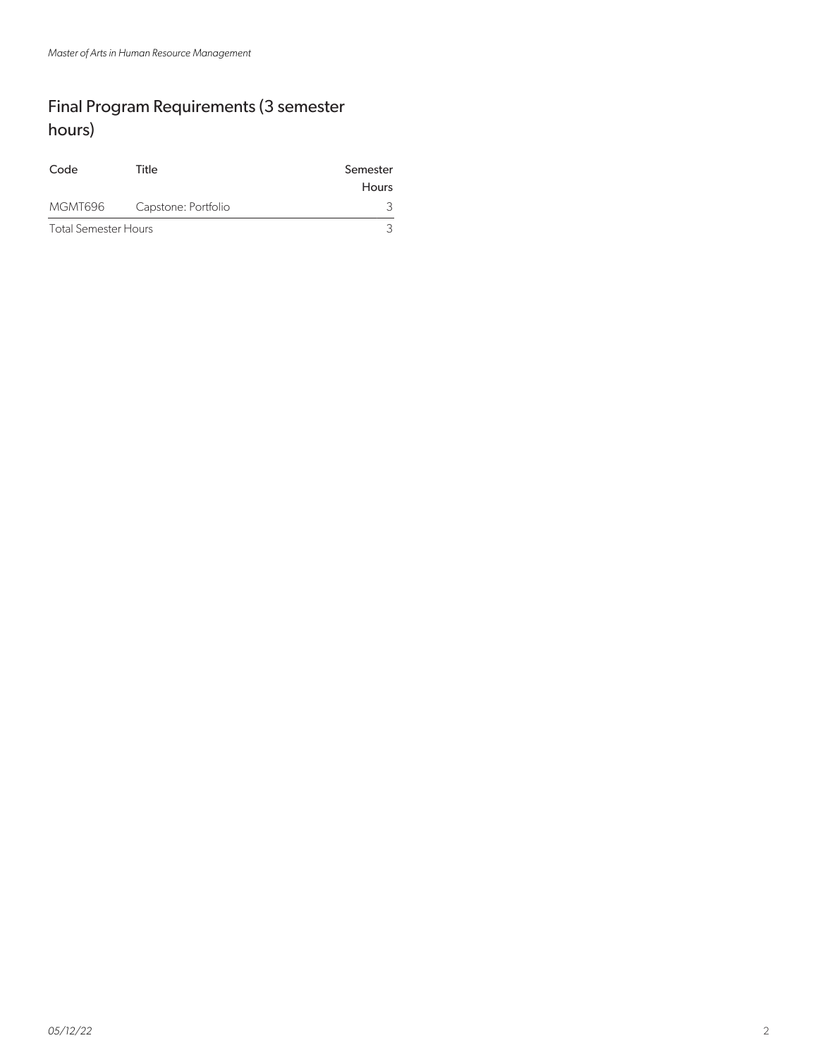## Final Program Requirements (3 semester hours)

| Code | Title | Semester Hours |
| --- | --- | --- |
| MGMT696 | Capstone: Portfolio | 3 |
| Total Semester Hours | | 3 |